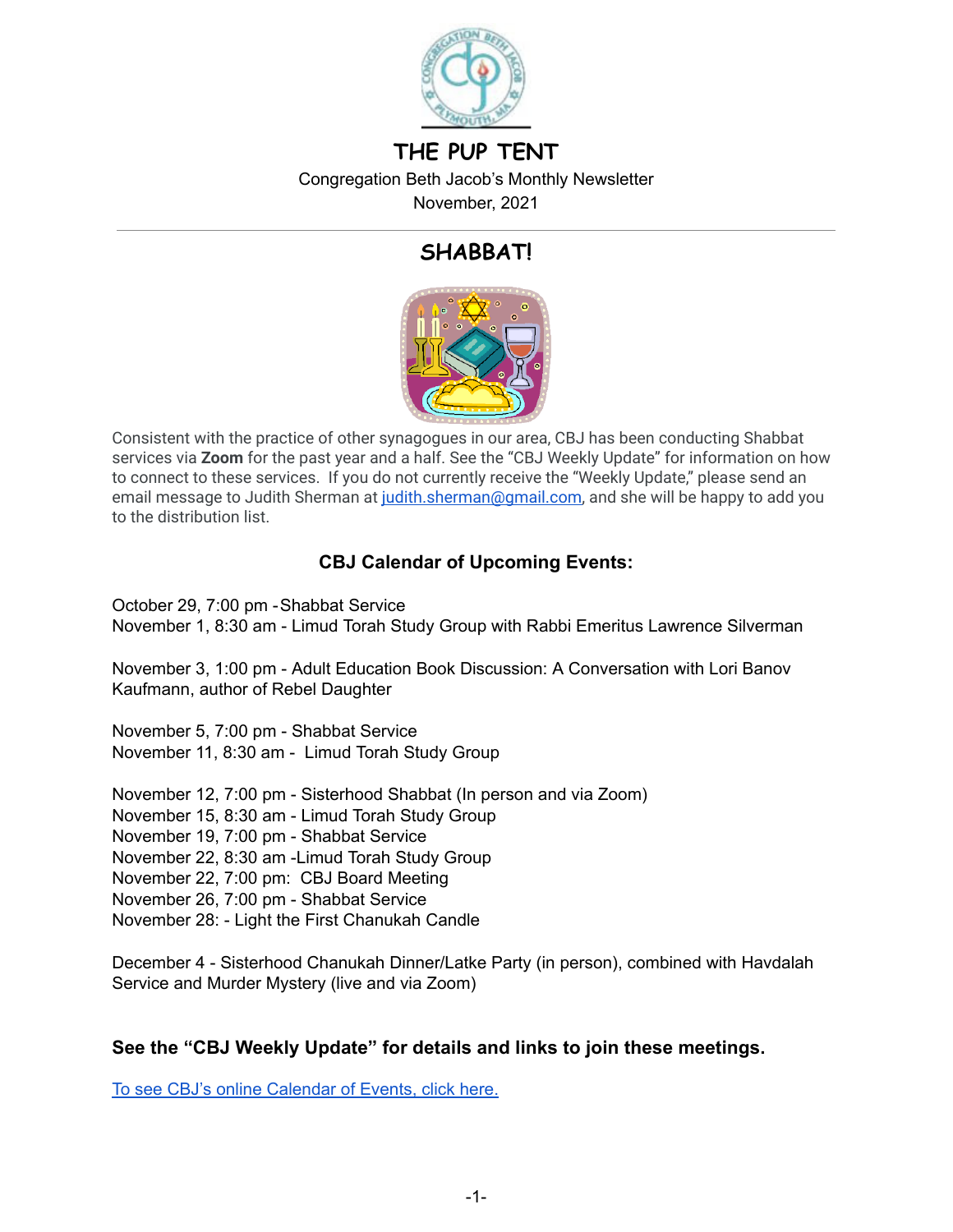# THE PUP TENT

Congregation Beth Jacob's Monthly Newsletter
November, 2021

## SHABBAT!

Consistent with the practice of other synagogues in our area, CBJ has been conducting Shabbat services via **Zoom** for the past year and a half. See the "CBJ Weekly Update" for information on how to connect to these services. If you do not currently receive the "Weekly Update," please send an email message to Judith Sherman at judith.sherman@gmail.com, and she will be happy to add you to the distribution list.

### CBJ Calendar of Upcoming Events:

October 29, 7:00 pm - Shabbat Service
November 1, 8:30 am - Limud Torah Study Group with Rabbi Emeritus Lawrence Silverman

November 3, 1:00 pm - Adult Education Book Discussion: A Conversation with Lori Banov Kaufmann, author of Rebel Daughter

November 5, 7:00 pm - Shabbat Service
November 11, 8:30 am - Limud Torah Study Group

November 12, 7:00 pm - Sisterhood Shabbat (In person and via Zoom)
November 15, 8:30 am - Limud Torah Study Group
November 19, 7:00 pm - Shabbat Service
November 22, 8:30 am -Limud Torah Study Group
November 22, 7:00 pm: CBJ Board Meeting
November 26, 7:00 pm - Shabbat Service
November 28: - Light the First Chanukah Candle

December 4 - Sisterhood Chanukah Dinner/Latke Party (in person), combined with Havdalah Service and Murder Mystery (live and via Zoom)

### See the "CBJ Weekly Update" for details and links to join these meetings.

To see CBJ's online Calendar of Events, click here.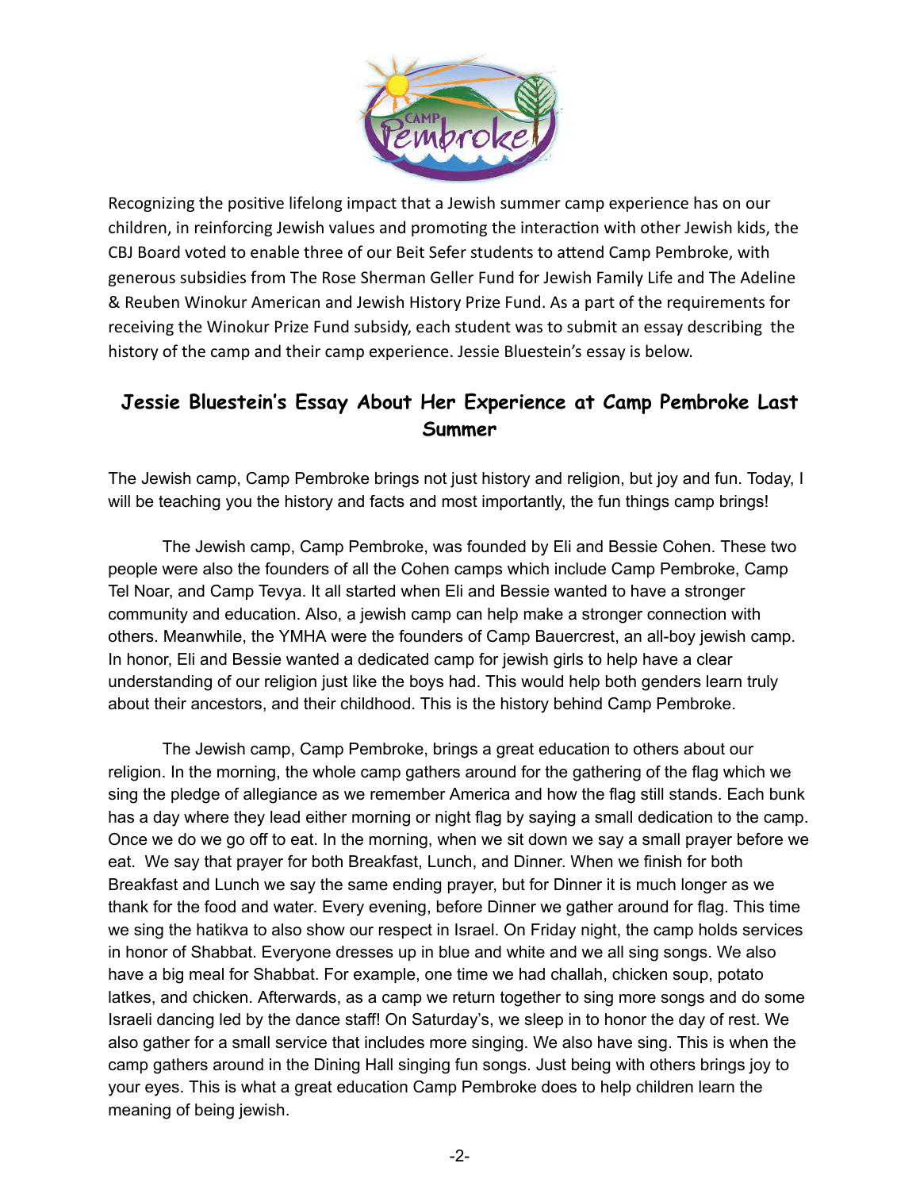Recognizing the positive lifelong impact that a Jewish summer camp experience has on our children, in reinforcing Jewish values and promoting the interaction with other Jewish kids, the CBJ Board voted to enable three of our Beit Sefer students to attend Camp Pembroke, with generous subsidies from The Rose Sherman Geller Fund for Jewish Family Life and The Adeline & Reuben Winokur American and Jewish History Prize Fund. As a part of the requirements for receiving the Winokur Prize Fund subsidy, each student was to submit an essay describing the history of the camp and their camp experience. Jessie Bluestein's essay is below.

## Jessie Bluestein's Essay About Her Experience at Camp Pembroke Last Summer

The Jewish camp, Camp Pembroke brings not just history and religion, but joy and fun. Today, I will be teaching you the history and facts and most importantly, the fun things camp brings!

The Jewish camp, Camp Pembroke, was founded by Eli and Bessie Cohen. These two people were also the founders of all the Cohen camps which include Camp Pembroke, Camp Tel Noar, and Camp Tevya. It all started when Eli and Bessie wanted to have a stronger community and education. Also, a jewish camp can help make a stronger connection with others. Meanwhile, the YMHA were the founders of Camp Bauercrest, an all-boy jewish camp. In honor, Eli and Bessie wanted a dedicated camp for jewish girls to help have a clear understanding of our religion just like the boys had. This would help both genders learn truly about their ancestors, and their childhood. This is the history behind Camp Pembroke.

The Jewish camp, Camp Pembroke, brings a great education to others about our religion. In the morning, the whole camp gathers around for the gathering of the flag which we sing the pledge of allegiance as we remember America and how the flag still stands. Each bunk has a day where they lead either morning or night flag by saying a small dedication to the camp. Once we do we go off to eat. In the morning, when we sit down we say a small prayer before we eat. We say that prayer for both Breakfast, Lunch, and Dinner. When we finish for both Breakfast and Lunch we say the same ending prayer, but for Dinner it is much longer as we thank for the food and water. Every evening, before Dinner we gather around for flag. This time we sing the hatikva to also show our respect in Israel. On Friday night, the camp holds services in honor of Shabbat. Everyone dresses up in blue and white and we all sing songs. We also have a big meal for Shabbat. For example, one time we had challah, chicken soup, potato latkes, and chicken. Afterwards, as a camp we return together to sing more songs and do some Israeli dancing led by the dance staff! On Saturday's, we sleep in to honor the day of rest. We also gather for a small service that includes more singing. We also have sing. This is when the camp gathers around in the Dining Hall singing fun songs. Just being with others brings joy to your eyes. This is what a great education Camp Pembroke does to help children learn the meaning of being jewish.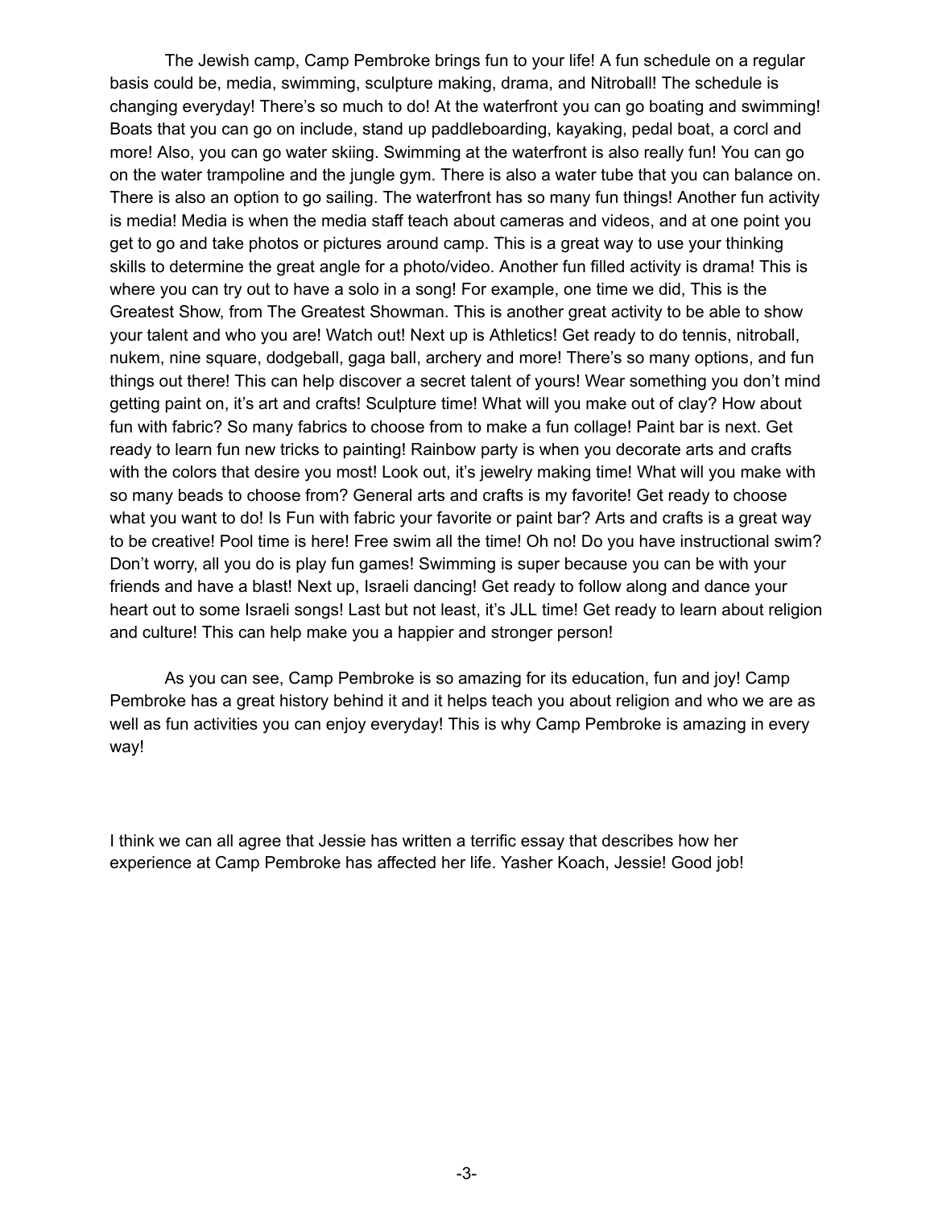The Jewish camp, Camp Pembroke brings fun to your life! A fun schedule on a regular basis could be, media, swimming, sculpture making, drama, and Nitroball! The schedule is changing everyday! There's so much to do! At the waterfront you can go boating and swimming! Boats that you can go on include, stand up paddleboarding, kayaking, pedal boat, a corcl and more! Also, you can go water skiing. Swimming at the waterfront is also really fun! You can go on the water trampoline and the jungle gym. There is also a water tube that you can balance on. There is also an option to go sailing. The waterfront has so many fun things! Another fun activity is media! Media is when the media staff teach about cameras and videos, and at one point you get to go and take photos or pictures around camp. This is a great way to use your thinking skills to determine the great angle for a photo/video. Another fun filled activity is drama! This is where you can try out to have a solo in a song! For example, one time we did, This is the Greatest Show, from The Greatest Showman. This is another great activity to be able to show your talent and who you are! Watch out! Next up is Athletics! Get ready to do tennis, nitroball, nukem, nine square, dodgeball, gaga ball, archery and more! There's so many options, and fun things out there! This can help discover a secret talent of yours! Wear something you don't mind getting paint on, it's art and crafts! Sculpture time! What will you make out of clay? How about fun with fabric? So many fabrics to choose from to make a fun collage! Paint bar is next. Get ready to learn fun new tricks to painting! Rainbow party is when you decorate arts and crafts with the colors that desire you most! Look out, it's jewelry making time! What will you make with so many beads to choose from? General arts and crafts is my favorite! Get ready to choose what you want to do! Is Fun with fabric your favorite or paint bar? Arts and crafts is a great way to be creative! Pool time is here! Free swim all the time! Oh no! Do you have instructional swim? Don't worry, all you do is play fun games! Swimming is super because you can be with your friends and have a blast! Next up, Israeli dancing! Get ready to follow along and dance your heart out to some Israeli songs! Last but not least, it's JLL time! Get ready to learn about religion and culture! This can help make you a happier and stronger person!

As you can see, Camp Pembroke is so amazing for its education, fun and joy! Camp Pembroke has a great history behind it and it helps teach you about religion and who we are as well as fun activities you can enjoy everyday! This is why Camp Pembroke is amazing in every way!

I think we can all agree that Jessie has written a terrific essay that describes how her experience at Camp Pembroke has affected her life. Yasher Koach, Jessie! Good job!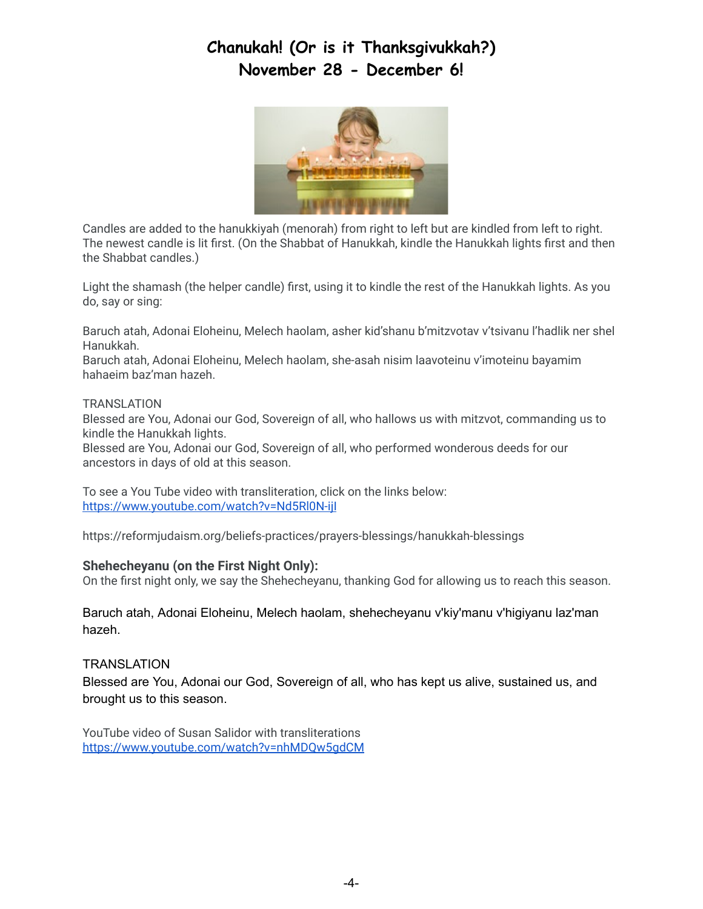# Chanukah! (Or is it Thanksgivukkah?)
# November 28 - December 6!

Candles are added to the hanukkiyah (menorah) from right to left but are kindled from left to right. The newest candle is lit first. (On the Shabbat of Hanukkah, kindle the Hanukkah lights first and then the Shabbat candles.)

Light the shamash (the helper candle) first, using it to kindle the rest of the Hanukkah lights. As you do, say or sing:

Baruch atah, Adonai Eloheinu, Melech haolam, asher kid'shanu b'mitzvotav v'tsivanu l'hadlik ner shel Hanukkah.
Baruch atah, Adonai Eloheinu, Melech haolam, she-asah nisim laavoteinu v'imoteinu bayamim hahaeim baz'man hazeh.

TRANSLATION
Blessed are You, Adonai our God, Sovereign of all, who hallows us with mitzvot, commanding us to kindle the Hanukkah lights.
Blessed are You, Adonai our God, Sovereign of all, who performed wonderous deeds for our ancestors in days of old at this season.

To see a You Tube video with transliteration, click on the links below:
https://www.youtube.com/watch?v=Nd5Rl0N-ijI

https://reformjudaism.org/beliefs-practices/prayers-blessings/hanukkah-blessings

**Shehecheyanu (on the First Night Only):**
On the first night only, we say the Shehecheyanu, thanking God for allowing us to reach this season.

Baruch atah, Adonai Eloheinu, Melech haolam, shehecheyanu v'kiy'manu v'higiyanu laz'man hazeh.

TRANSLATION
Blessed are You, Adonai our God, Sovereign of all, who has kept us alive, sustained us, and brought us to this season.

YouTube video of Susan Salidor with transliterations
https://www.youtube.com/watch?v=nhMDQw5gdCM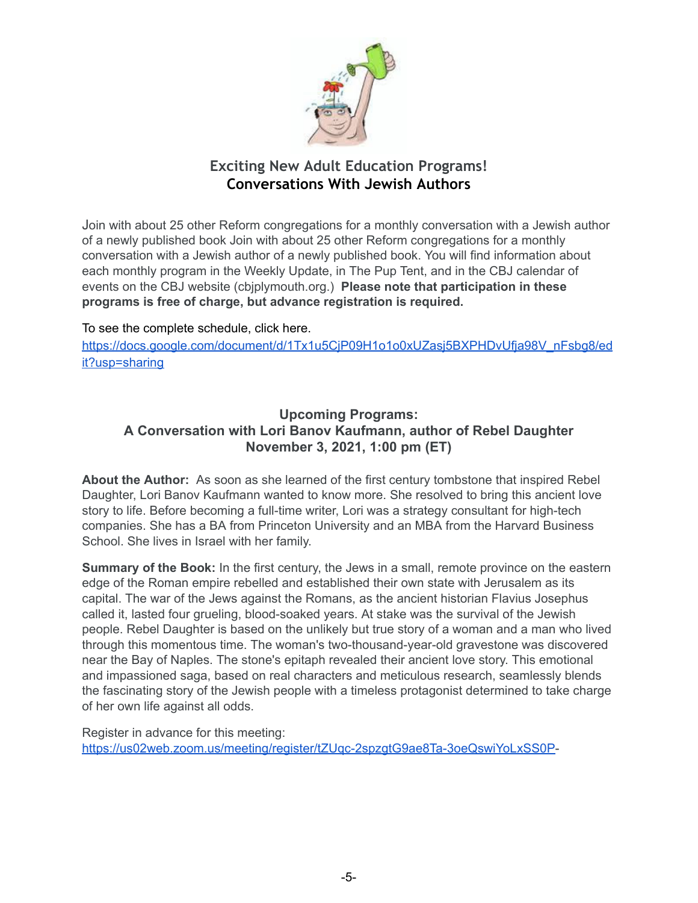## Exciting New Adult Education Programs!
## Conversations With Jewish Authors

Join with about 25 other Reform congregations for a monthly conversation with a Jewish author of a newly published book Join with about 25 other Reform congregations for a monthly conversation with a Jewish author of a newly published book. You will find information about each monthly program in the Weekly Update, in The Pup Tent, and in the CBJ calendar of events on the CBJ website (cbjplymouth.org.) **Please note that participation in these programs is free of charge, but advance registration is required.**

To see the complete schedule, click here.
https://docs.google.com/document/d/1Tx1u5CjP09H1o1o0xUZasj5BXPHDvUfja98V_nFsbg8/edit?usp=sharing

### Upcoming Programs:
### A Conversation with Lori Banov Kaufmann, author of Rebel Daughter
### November 3, 2021, 1:00 pm (ET)

**About the Author:** As soon as she learned of the first century tombstone that inspired Rebel Daughter, Lori Banov Kaufmann wanted to know more. She resolved to bring this ancient love story to life. Before becoming a full-time writer, Lori was a strategy consultant for high-tech companies. She has a BA from Princeton University and an MBA from the Harvard Business School. She lives in Israel with her family.

**Summary of the Book:** In the first century, the Jews in a small, remote province on the eastern edge of the Roman empire rebelled and established their own state with Jerusalem as its capital. The war of the Jews against the Romans, as the ancient historian Flavius Josephus called it, lasted four grueling, blood-soaked years. At stake was the survival of the Jewish people. Rebel Daughter is based on the unlikely but true story of a woman and a man who lived through this momentous time. The woman's two-thousand-year-old gravestone was discovered near the Bay of Naples. The stone's epitaph revealed their ancient love story. This emotional and impassioned saga, based on real characters and meticulous research, seamlessly blends the fascinating story of the Jewish people with a timeless protagonist determined to take charge of her own life against all odds.

Register in advance for this meeting:
https://us02web.zoom.us/meeting/register/tZUqc-2spzgtG9ae8Ta-3oeQswiYoLxSS0P-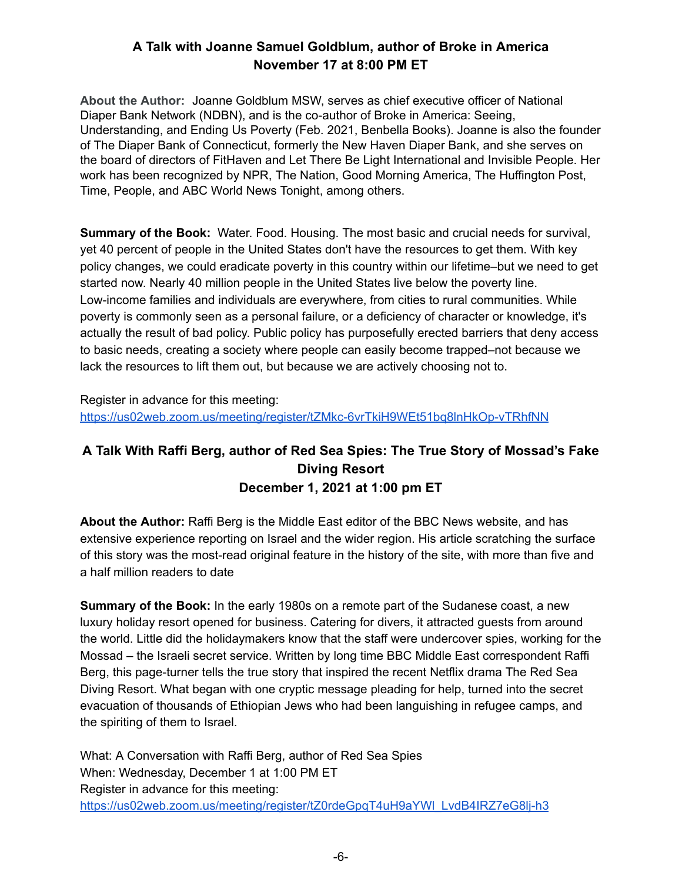## A Talk with Joanne Samuel Goldblum, author of Broke in America
## November 17 at 8:00 PM ET

**About the Author:** Joanne Goldblum MSW, serves as chief executive officer of National Diaper Bank Network (NDBN), and is the co-author of Broke in America: Seeing, Understanding, and Ending Us Poverty (Feb. 2021, Benbella Books). Joanne is also the founder of The Diaper Bank of Connecticut, formerly the New Haven Diaper Bank, and she serves on the board of directors of FitHaven and Let There Be Light International and Invisible People. Her work has been recognized by NPR, The Nation, Good Morning America, The Huffington Post, Time, People, and ABC World News Tonight, among others.

**Summary of the Book:** Water. Food. Housing. The most basic and crucial needs for survival, yet 40 percent of people in the United States don't have the resources to get them. With key policy changes, we could eradicate poverty in this country within our lifetime–but we need to get started now. Nearly 40 million people in the United States live below the poverty line. Low-income families and individuals are everywhere, from cities to rural communities. While poverty is commonly seen as a personal failure, or a deficiency of character or knowledge, it's actually the result of bad policy. Public policy has purposefully erected barriers that deny access to basic needs, creating a society where people can easily become trapped–not because we lack the resources to lift them out, but because we are actively choosing not to.

Register in advance for this meeting:
https://us02web.zoom.us/meeting/register/tZMkc-6vrTkiH9WEt51bq8lnHkOp-vTRhfNN

## A Talk With Raffi Berg, author of Red Sea Spies: The True Story of Mossad's Fake Diving Resort
## December 1, 2021 at 1:00 pm ET

**About the Author:** Raffi Berg is the Middle East editor of the BBC News website, and has extensive experience reporting on Israel and the wider region. His article scratching the surface of this story was the most-read original feature in the history of the site, with more than five and a half million readers to date

**Summary of the Book:** In the early 1980s on a remote part of the Sudanese coast, a new luxury holiday resort opened for business. Catering for divers, it attracted guests from around the world. Little did the holidaymakers know that the staff were undercover spies, working for the Mossad – the Israeli secret service. Written by long time BBC Middle East correspondent Raffi Berg, this page-turner tells the true story that inspired the recent Netflix drama The Red Sea Diving Resort. What began with one cryptic message pleading for help, turned into the secret evacuation of thousands of Ethiopian Jews who had been languishing in refugee camps, and the spiriting of them to Israel.

What: A Conversation with Raffi Berg, author of Red Sea Spies
When: Wednesday, December 1 at 1:00 PM ET
Register in advance for this meeting:
https://us02web.zoom.us/meeting/register/tZ0rdeGpqT4uH9aYWl_LvdB4IRZ7eG8lj-h3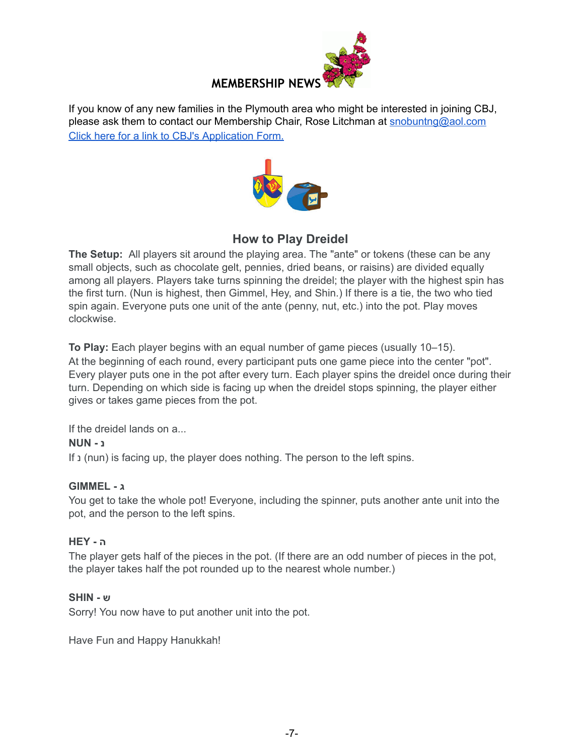## MEMBERSHIP NEWS

If you know of any new families in the Plymouth area who might be interested in joining CBJ, please ask them to contact our Membership Chair, Rose Litchman at [snobuntng@aol.com](mailto:snobuntng@aol.com)
[Click here for a link to CBJ's Application Form.]()

## How to Play Dreidel

**The Setup:** All players sit around the playing area. The "ante" or tokens (these can be any small objects, such as chocolate gelt, pennies, dried beans, or raisins) are divided equally among all players. Players take turns spinning the dreidel; the player with the highest spin has the first turn. (Nun is highest, then Gimmel, Hey, and Shin.) If there is a tie, the two who tied spin again. Everyone puts one unit of the ante (penny, nut, etc.) into the pot. Play moves clockwise.

**To Play:** Each player begins with an equal number of game pieces (usually 10–15). At the beginning of each round, every participant puts one game piece into the center "pot". Every player puts one in the pot after every turn. Each player spins the dreidel once during their turn. Depending on which side is facing up when the dreidel stops spinning, the player either gives or takes game pieces from the pot.

If the dreidel lands on a...

**NUN - נ**

If נ (nun) is facing up, the player does nothing. The person to the left spins.

**GIMMEL - ג**

You get to take the whole pot! Everyone, including the spinner, puts another ante unit into the pot, and the person to the left spins.

**HEY - ה**

The player gets half of the pieces in the pot. (If there are an odd number of pieces in the pot, the player takes half the pot rounded up to the nearest whole number.)

**SHIN - ש**

Sorry! You now have to put another unit into the pot.

Have Fun and Happy Hanukkah!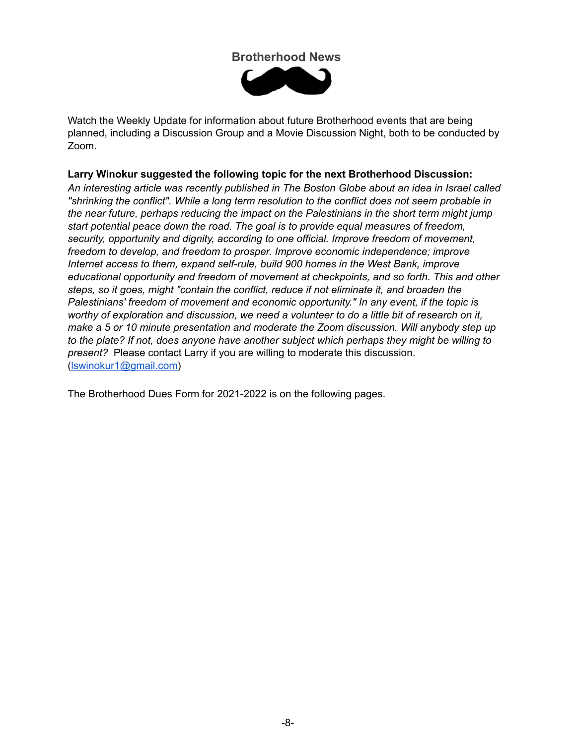## Brotherhood News

Watch the Weekly Update for information about future Brotherhood events that are being planned, including a Discussion Group and a Movie Discussion Night, both to be conducted by Zoom.

**Larry Winokur suggested the following topic for the next Brotherhood Discussion:**
*An interesting article was recently published in The Boston Globe about an idea in Israel called "shrinking the conflict". While a long term resolution to the conflict does not seem probable in the near future, perhaps reducing the impact on the Palestinians in the short term might jump start potential peace down the road. The goal is to provide equal measures of freedom, security, opportunity and dignity, according to one official. Improve freedom of movement, freedom to develop, and freedom to prosper. Improve economic independence; improve Internet access to them, expand self-rule, build 900 homes in the West Bank, improve educational opportunity and freedom of movement at checkpoints, and so forth. This and other steps, so it goes, might "contain the conflict, reduce if not eliminate it, and broaden the Palestinians' freedom of movement and economic opportunity." In any event, if the topic is worthy of exploration and discussion, we need a volunteer to do a little bit of research on it, make a 5 or 10 minute presentation and moderate the Zoom discussion. Will anybody step up to the plate? If not, does anyone have another subject which perhaps they might be willing to present?* Please contact Larry if you are willing to moderate this discussion. (lswinokur1@gmail.com)

The Brotherhood Dues Form for 2021-2022 is on the following pages.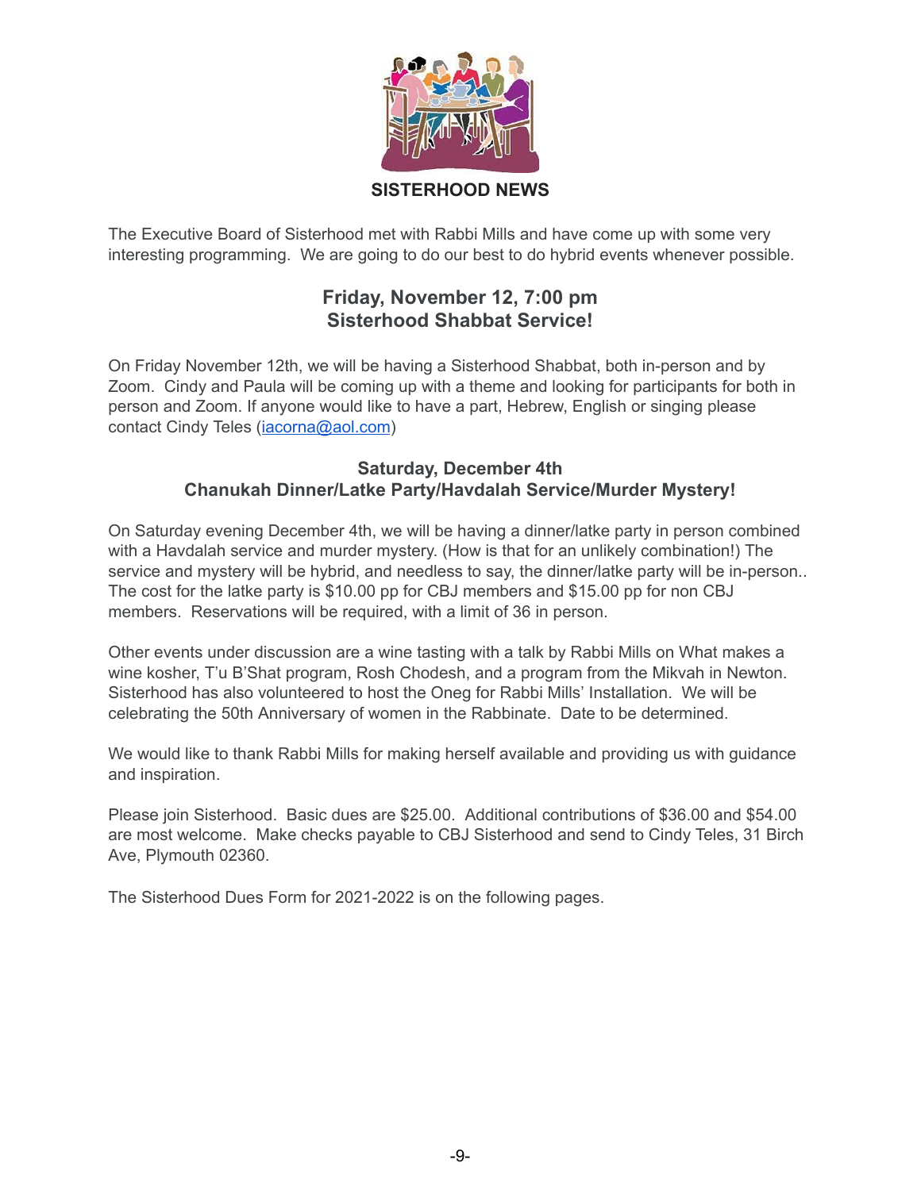# SISTERHOOD NEWS

The Executive Board of Sisterhood met with Rabbi Mills and have come up with some very interesting programming. We are going to do our best to do hybrid events whenever possible.

## Friday, November 12, 7:00 pm
## Sisterhood Shabbat Service!

On Friday November 12th, we will be having a Sisterhood Shabbat, both in-person and by Zoom. Cindy and Paula will be coming up with a theme and looking for participants for both in person and Zoom. If anyone would like to have a part, Hebrew, English or singing please contact Cindy Teles (iacorna@aol.com)

### Saturday, December 4th
### Chanukah Dinner/Latke Party/Havdalah Service/Murder Mystery!

On Saturday evening December 4th, we will be having a dinner/latke party in person combined with a Havdalah service and murder mystery. (How is that for an unlikely combination!) The service and mystery will be hybrid, and needless to say, the dinner/latke party will be in-person.. The cost for the latke party is $10.00 pp for CBJ members and $15.00 pp for non CBJ members. Reservations will be required, with a limit of 36 in person.

Other events under discussion are a wine tasting with a talk by Rabbi Mills on What makes a wine kosher, T'u B'Shat program, Rosh Chodesh, and a program from the Mikvah in Newton. Sisterhood has also volunteered to host the Oneg for Rabbi Mills' Installation. We will be celebrating the 50th Anniversary of women in the Rabbinate. Date to be determined.

We would like to thank Rabbi Mills for making herself available and providing us with guidance and inspiration.

Please join Sisterhood. Basic dues are $25.00. Additional contributions of $36.00 and $54.00 are most welcome. Make checks payable to CBJ Sisterhood and send to Cindy Teles, 31 Birch Ave, Plymouth 02360.

The Sisterhood Dues Form for 2021-2022 is on the following pages.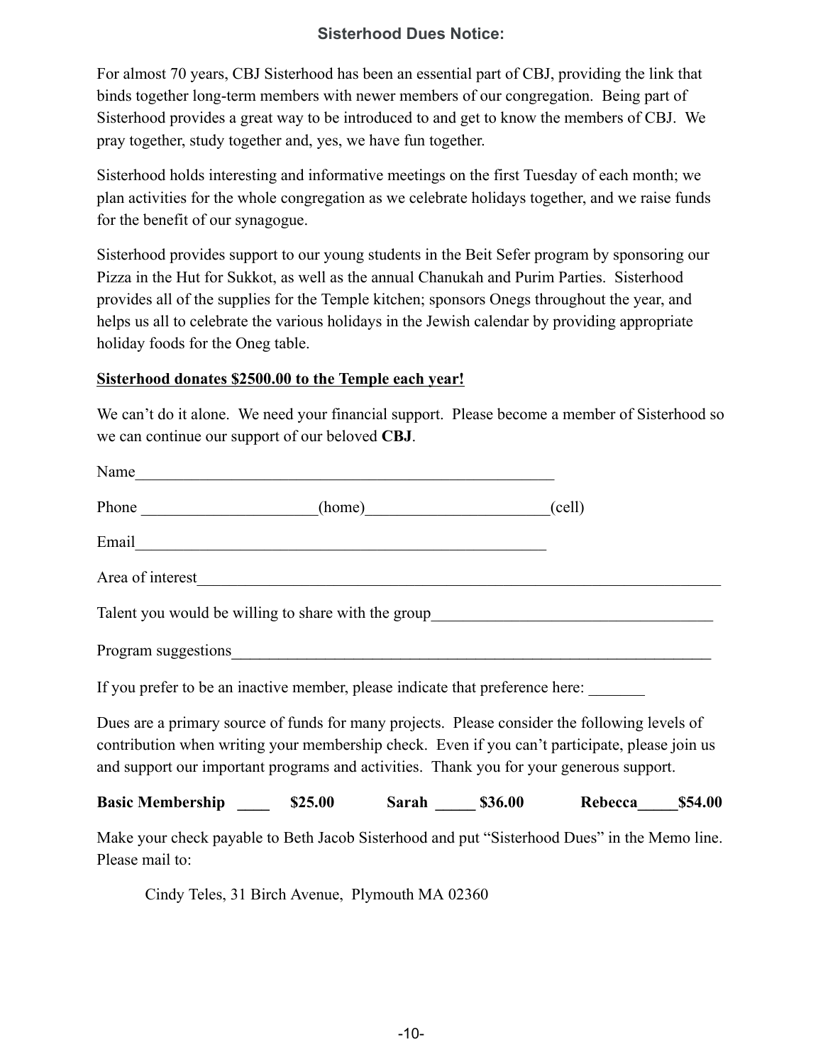## Sisterhood Dues Notice:

For almost 70 years, CBJ Sisterhood has been an essential part of CBJ, providing the link that binds together long-term members with newer members of our congregation. Being part of Sisterhood provides a great way to be introduced to and get to know the members of CBJ. We pray together, study together and, yes, we have fun together.

Sisterhood holds interesting and informative meetings on the first Tuesday of each month; we plan activities for the whole congregation as we celebrate holidays together, and we raise funds for the benefit of our synagogue.

Sisterhood provides support to our young students in the Beit Sefer program by sponsoring our Pizza in the Hut for Sukkot, as well as the annual Chanukah and Purim Parties. Sisterhood provides all of the supplies for the Temple kitchen; sponsors Onegs throughout the year, and helps us all to celebrate the various holidays in the Jewish calendar by providing appropriate holiday foods for the Oneg table.

**Sisterhood donates $2500.00 to the Temple each year!**

We can't do it alone. We need your financial support. Please become a member of Sisterhood so we can continue our support of our beloved **CBJ**.

Name______________________________________________________

Phone _____________________(home)______________________(cell)

Email_____________________________________________________

Area of interest_________________________________________________________________

Talent you would be willing to share with the group___________________________________

Program suggestions____________________________________________________________

If you prefer to be an inactive member, please indicate that preference here: _______

Dues are a primary source of funds for many projects. Please consider the following levels of contribution when writing your membership check. Even if you can't participate, please join us and support our important programs and activities. Thank you for your generous support.

**Basic Membership ____ $25.00 Sarah _____ $36.00 Rebecca_____ $54.00**

Make your check payable to Beth Jacob Sisterhood and put "Sisterhood Dues" in the Memo line. Please mail to:

Cindy Teles, 31 Birch Avenue, Plymouth MA 02360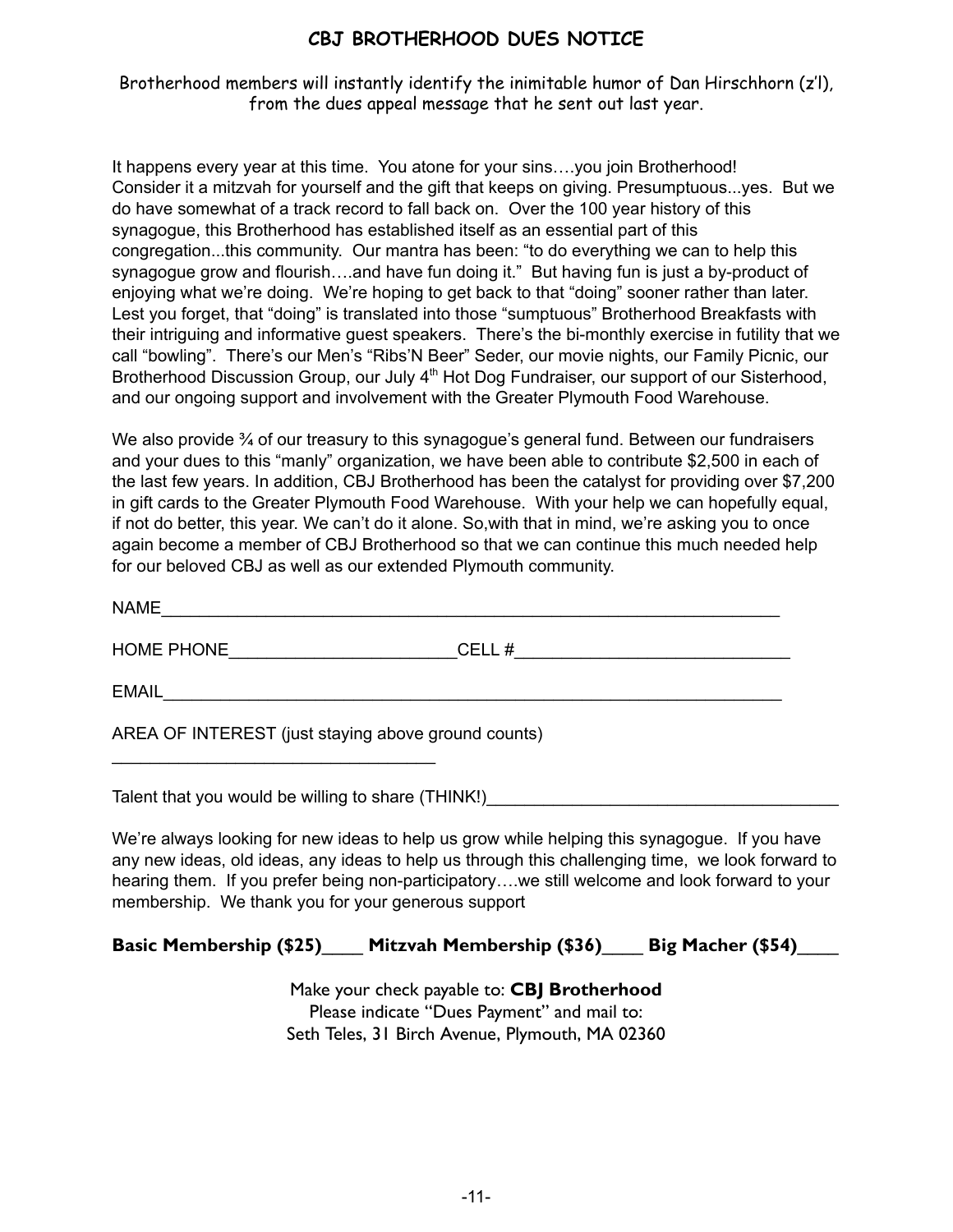# CBJ BROTHERHOOD DUES NOTICE

Brotherhood members will instantly identify the inimitable humor of Dan Hirschhorn (z'l), from the dues appeal message that he sent out last year.

It happens every year at this time. You atone for your sins….you join Brotherhood! Consider it a mitzvah for yourself and the gift that keeps on giving. Presumptuous...yes. But we do have somewhat of a track record to fall back on. Over the 100 year history of this synagogue, this Brotherhood has established itself as an essential part of this congregation...this community. Our mantra has been: "to do everything we can to help this synagogue grow and flourish….and have fun doing it." But having fun is just a by-product of enjoying what we're doing. We're hoping to get back to that "doing" sooner rather than later. Lest you forget, that "doing" is translated into those "sumptuous" Brotherhood Breakfasts with their intriguing and informative guest speakers. There's the bi-monthly exercise in futility that we call "bowling". There's our Men's "Ribs'N Beer" Seder, our movie nights, our Family Picnic, our Brotherhood Discussion Group, our July 4th Hot Dog Fundraiser, our support of our Sisterhood, and our ongoing support and involvement with the Greater Plymouth Food Warehouse.

We also provide ¾ of our treasury to this synagogue's general fund. Between our fundraisers and your dues to this "manly" organization, we have been able to contribute $2,500 in each of the last few years. In addition, CBJ Brotherhood has been the catalyst for providing over $7,200 in gift cards to the Greater Plymouth Food Warehouse. With your help we can hopefully equal, if not do better, this year. We can't do it alone. So,with that in mind, we're asking you to once again become a member of CBJ Brotherhood so that we can continue this much needed help for our beloved CBJ as well as our extended Plymouth community.

NAME_______________________________________________________________

HOME PHONE________________________CELL #_____________________________

EMAIL_______________________________________________________________

AREA OF INTEREST (just staying above ground counts)

__________________________________

Talent that you would be willing to share (THINK!)_____________________________________

We're always looking for new ideas to help us grow while helping this synagogue. If you have any new ideas, old ideas, any ideas to help us through this challenging time, we look forward to hearing them. If you prefer being non-participatory….we still welcome and look forward to your membership. We thank you for your generous support

**Basic Membership ($25)____ Mitzvah Membership ($36)____ Big Macher ($54)____**

Make your check payable to: **CBJ Brotherhood**
Please indicate "Dues Payment" and mail to:
Seth Teles, 31 Birch Avenue, Plymouth, MA 02360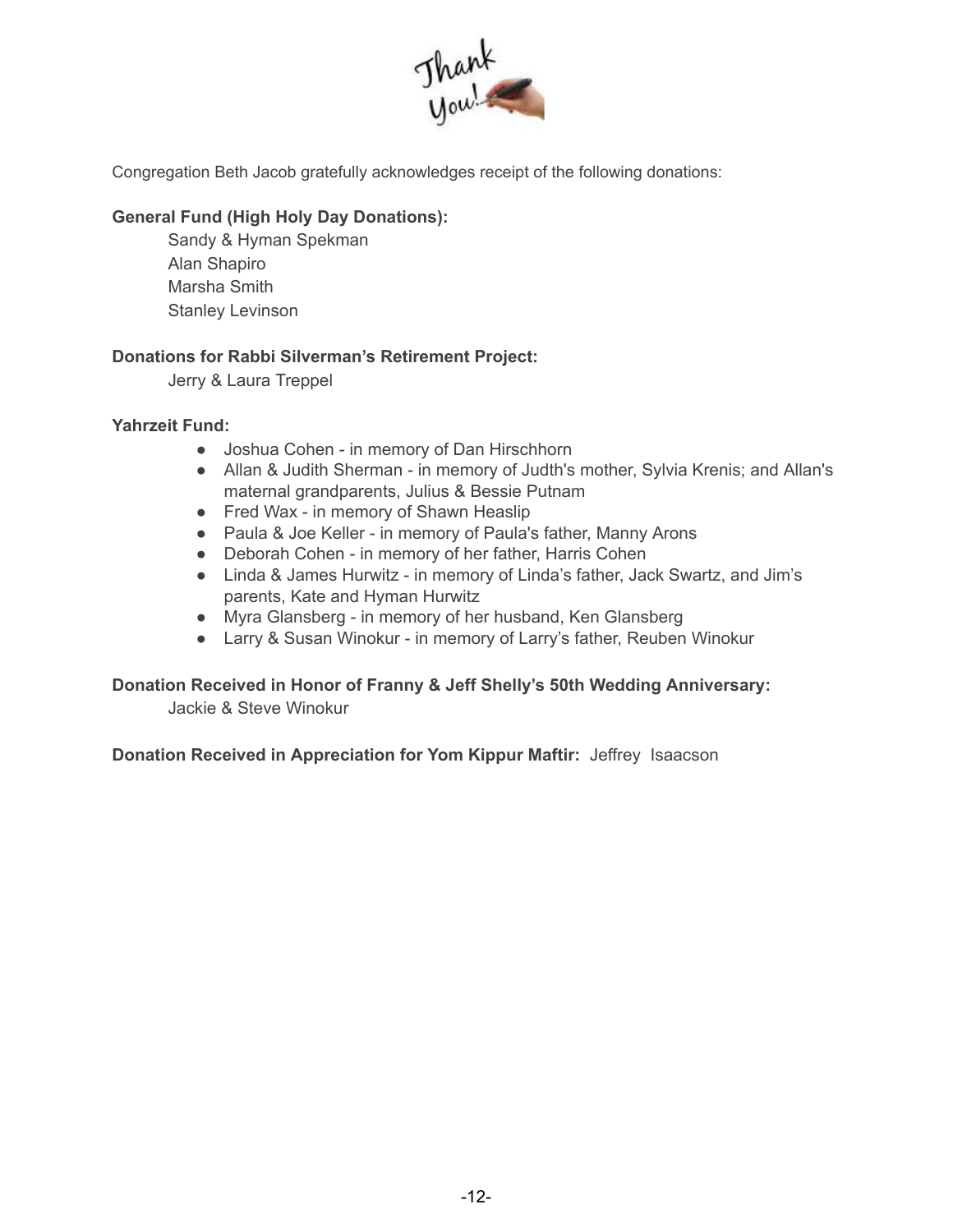Thank You!

Congregation Beth Jacob gratefully acknowledges receipt of the following donations:

**General Fund (High Holy Day Donations):**

Sandy & Hyman Spekman
Alan Shapiro
Marsha Smith
Stanley Levinson

**Donations for Rabbi Silverman's Retirement Project:**

Jerry & Laura Treppel

**Yahrzeit Fund:**

- Joshua Cohen - in memory of Dan Hirschhorn
- Allan & Judith Sherman - in memory of Judth's mother, Sylvia Krenis; and Allan's maternal grandparents, Julius & Bessie Putnam
- Fred Wax - in memory of Shawn Heaslip
- Paula & Joe Keller - in memory of Paula's father, Manny Arons
- Deborah Cohen - in memory of her father, Harris Cohen
- Linda & James Hurwitz - in memory of Linda's father, Jack Swartz, and Jim's parents, Kate and Hyman Hurwitz
- Myra Glansberg - in memory of her husband, Ken Glansberg
- Larry & Susan Winokur - in memory of Larry's father, Reuben Winokur

**Donation Received in Honor of Franny & Jeff Shelly's 50th Wedding Anniversary:**

Jackie & Steve Winokur

**Donation Received in Appreciation for Yom Kippur Maftir:** Jeffrey Isaacson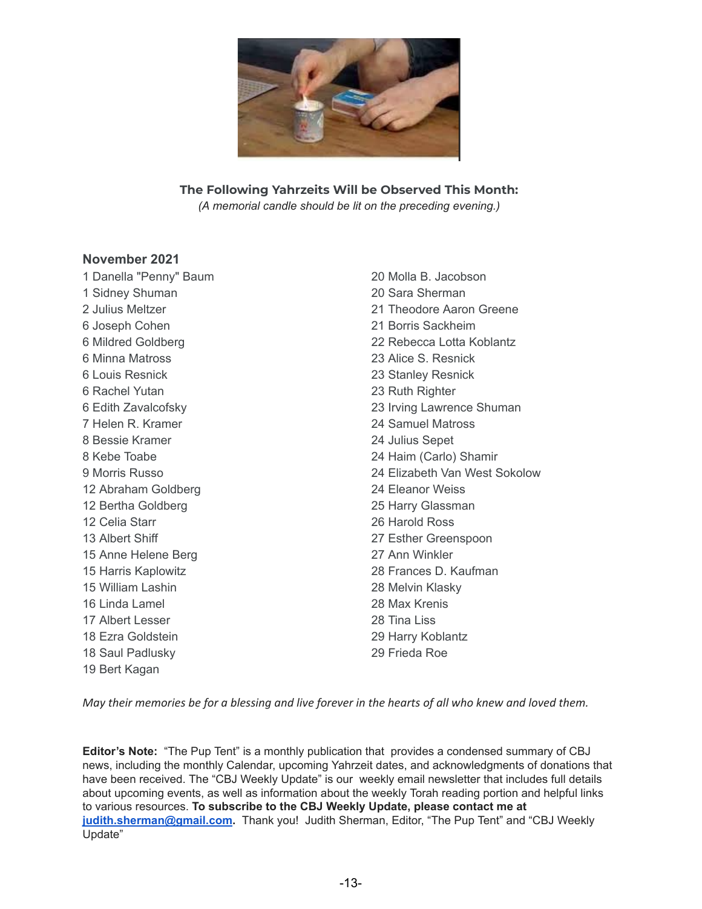**The Following Yahrzeits Will be Observed This Month:**

*(A memorial candle should be lit on the preceding evening.)*

### November 2021

1 Danella "Penny" Baum
1 Sidney Shuman
2 Julius Meltzer
6 Joseph Cohen
6 Mildred Goldberg
6 Minna Matross
6 Louis Resnick
6 Rachel Yutan
6 Edith Zavalcofsky
7 Helen R. Kramer
8 Bessie Kramer
8 Kebe Toabe
9 Morris Russo
12 Abraham Goldberg
12 Bertha Goldberg
12 Celia Starr
13 Albert Shiff
15 Anne Helene Berg
15 Harris Kaplowitz
15 William Lashin
16 Linda Lamel
17 Albert Lesser
18 Ezra Goldstein
18 Saul Padlusky
19 Bert Kagan
20 Molla B. Jacobson
20 Sara Sherman
21 Theodore Aaron Greene
21 Borris Sackheim
22 Rebecca Lotta Koblantz
23 Alice S. Resnick
23 Stanley Resnick
23 Ruth Righter
23 Irving Lawrence Shuman
24 Samuel Matross
24 Julius Sepet
24 Haim (Carlo) Shamir
24 Elizabeth Van West Sokolow
24 Eleanor Weiss
25 Harry Glassman
26 Harold Ross
27 Esther Greenspoon
27 Ann Winkler
28 Frances D. Kaufman
28 Melvin Klasky
28 Max Krenis
28 Tina Liss
29 Harry Koblantz
29 Frieda Roe

*May their memories be for a blessing and live forever in the hearts of all who knew and loved them.*

**Editor's Note:** "The Pup Tent" is a monthly publication that provides a condensed summary of CBJ news, including the monthly Calendar, upcoming Yahrzeit dates, and acknowledgments of donations that have been received. The "CBJ Weekly Update" is our weekly email newsletter that includes full details about upcoming events, as well as information about the weekly Torah reading portion and helpful links to various resources. **To subscribe to the CBJ Weekly Update, please contact me at [judith.sherman@gmail.com](mailto:judith.sherman@gmail.com).** Thank you! Judith Sherman, Editor, "The Pup Tent" and "CBJ Weekly Update"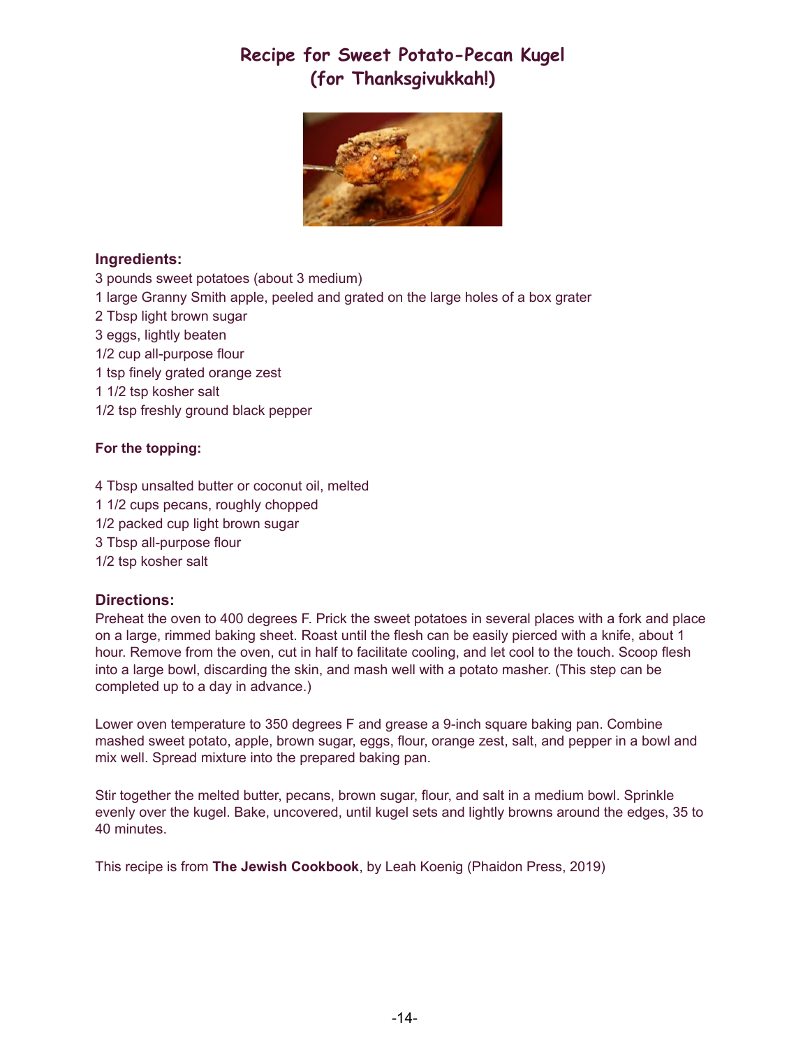# Recipe for Sweet Potato-Pecan Kugel (for Thanksgivukkah!)

### Ingredients:

3 pounds sweet potatoes (about 3 medium)
1 large Granny Smith apple, peeled and grated on the large holes of a box grater
2 Tbsp light brown sugar
3 eggs, lightly beaten
1/2 cup all-purpose flour
1 tsp finely grated orange zest
1 1/2 tsp kosher salt
1/2 tsp freshly ground black pepper

**For the topping:**

4 Tbsp unsalted butter or coconut oil, melted
1 1/2 cups pecans, roughly chopped
1/2 packed cup light brown sugar
3 Tbsp all-purpose flour
1/2 tsp kosher salt

### Directions:

Preheat the oven to 400 degrees F. Prick the sweet potatoes in several places with a fork and place on a large, rimmed baking sheet. Roast until the flesh can be easily pierced with a knife, about 1 hour. Remove from the oven, cut in half to facilitate cooling, and let cool to the touch. Scoop flesh into a large bowl, discarding the skin, and mash well with a potato masher. (This step can be completed up to a day in advance.)

Lower oven temperature to 350 degrees F and grease a 9-inch square baking pan. Combine mashed sweet potato, apple, brown sugar, eggs, flour, orange zest, salt, and pepper in a bowl and mix well. Spread mixture into the prepared baking pan.

Stir together the melted butter, pecans, brown sugar, flour, and salt in a medium bowl. Sprinkle evenly over the kugel. Bake, uncovered, until kugel sets and lightly browns around the edges, 35 to 40 minutes.

This recipe is from **The Jewish Cookbook**, by Leah Koenig (Phaidon Press, 2019)